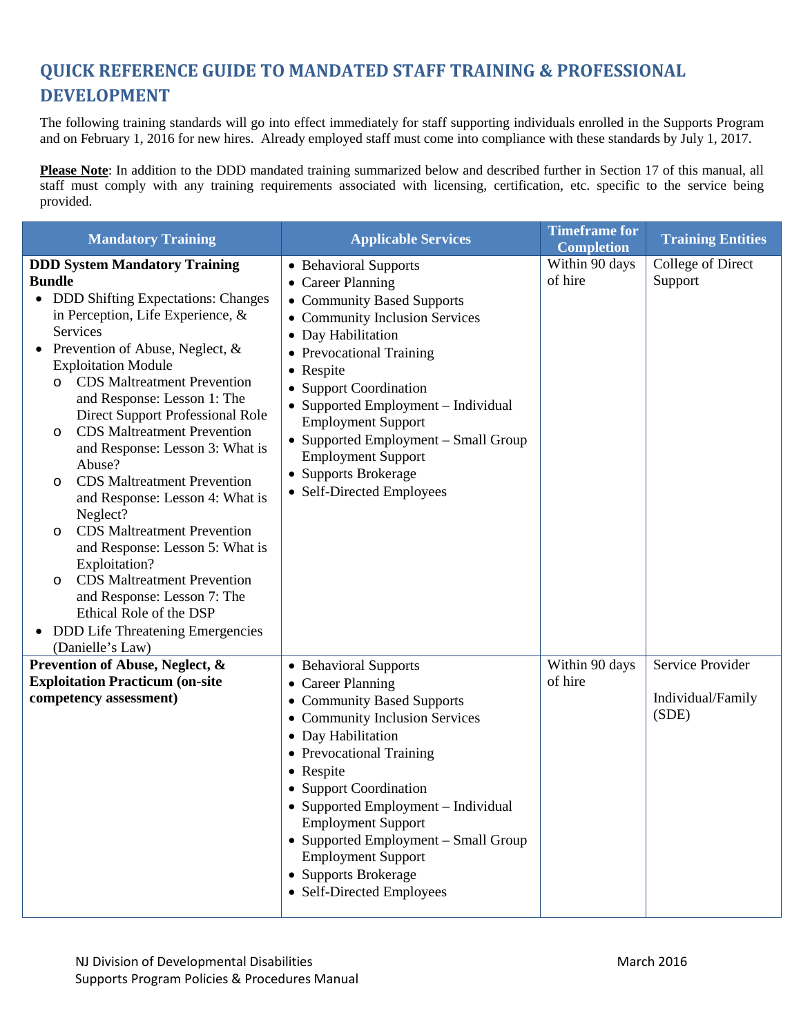# QUICK REFERENCE GUIDE TO MANDATED STAFF TRAINING & PROFESSIONAL DEVELOPMENT

The following training standards will go into effect immediately for staff supporting individuals enrolled in the Supports Program and on February 1, 2016 for new hires. Already employed staff must come into compliance with these standards by July 1, 2017.

**Please Note**: In addition to the DDD mandated training summarized below and described further in Section 17 of this manual, all staff must comply with any training requirements associated with licensing, certification, etc. specific to the service being provided.

| Mandatory Training | Applicable Services | Timeframe for Completion | Training Entities |
|---|---|---|---|
| **DDD System Mandatory Training Bundle**<br>• DDD Shifting Expectations: Changes in Perception, Life Experience, & Services<br>• Prevention of Abuse, Neglect, & Exploitation Module<br>  o CDS Maltreatment Prevention and Response: Lesson 1: The Direct Support Professional Role<br>  o CDS Maltreatment Prevention and Response: Lesson 3: What is Abuse?<br>  o CDS Maltreatment Prevention and Response: Lesson 4: What is Neglect?<br>  o CDS Maltreatment Prevention and Response: Lesson 5: What is Exploitation?<br>  o CDS Maltreatment Prevention and Response: Lesson 7: The Ethical Role of the DSP<br>• DDD Life Threatening Emergencies (Danielle's Law) | • Behavioral Supports<br>• Career Planning<br>• Community Based Supports<br>• Community Inclusion Services<br>• Day Habilitation<br>• Prevocational Training<br>• Respite<br>• Support Coordination<br>• Supported Employment – Individual Employment Support<br>• Supported Employment – Small Group Employment Support<br>• Supports Brokerage<br>• Self-Directed Employees | Within 90 days of hire | College of Direct Support |
| **Prevention of Abuse, Neglect, & Exploitation Practicum (on-site competency assessment)** | • Behavioral Supports<br>• Career Planning<br>• Community Based Supports<br>• Community Inclusion Services<br>• Day Habilitation<br>• Prevocational Training<br>• Respite<br>• Support Coordination<br>• Supported Employment – Individual Employment Support<br>• Supported Employment – Small Group Employment Support<br>• Supports Brokerage<br>• Self-Directed Employees | Within 90 days of hire | Service Provider<br><br>Individual/Family (SDE) |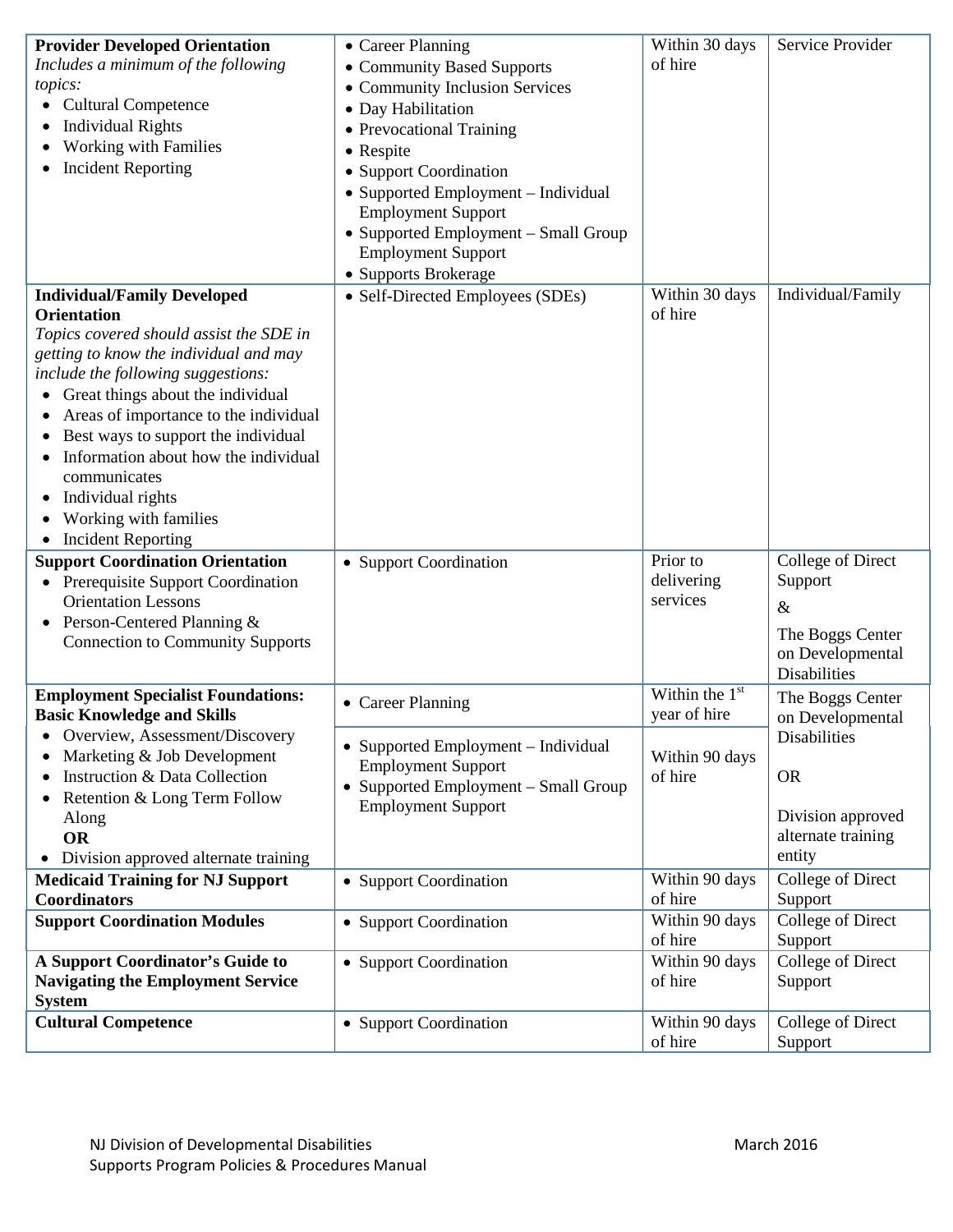| | | | |
|---|---|---|---|
| **Provider Developed Orientation**<br>*Includes a minimum of the following topics:*<br>• Cultural Competence<br>• Individual Rights<br>• Working with Families<br>• Incident Reporting | • Career Planning<br>• Community Based Supports<br>• Community Inclusion Services<br>• Day Habilitation<br>• Prevocational Training<br>• Respite<br>• Support Coordination<br>• Supported Employment – Individual Employment Support<br>• Supported Employment – Small Group Employment Support<br>• Supports Brokerage | Within 30 days of hire | Service Provider |
| **Individual/Family Developed Orientation**<br>*Topics covered should assist the SDE in getting to know the individual and may include the following suggestions:*<br>• Great things about the individual<br>• Areas of importance to the individual<br>• Best ways to support the individual<br>• Information about how the individual communicates<br>• Individual rights<br>• Working with families<br>• Incident Reporting | • Self-Directed Employees (SDEs) | Within 30 days of hire | Individual/Family |
| **Support Coordination Orientation**<br>• Prerequisite Support Coordination Orientation Lessons<br>• Person-Centered Planning & Connection to Community Supports | • Support Coordination | Prior to delivering services | College of Direct Support<br>&<br>The Boggs Center on Developmental Disabilities |
| **Employment Specialist Foundations: Basic Knowledge and Skills**<br>• Overview, Assessment/Discovery<br>• Marketing & Job Development<br>• Instruction & Data Collection<br>• Retention & Long Term Follow Along<br>**OR**<br>• Division approved alternate training | • Career Planning | Within the 1st year of hire | The Boggs Center on Developmental Disabilities<br><br>OR<br><br>Division approved alternate training entity |
| | • Supported Employment – Individual Employment Support<br>• Supported Employment – Small Group Employment Support | Within 90 days of hire | |
| **Medicaid Training for NJ Support Coordinators** | • Support Coordination | Within 90 days of hire | College of Direct Support |
| **Support Coordination Modules** | • Support Coordination | Within 90 days of hire | College of Direct Support |
| **A Support Coordinator's Guide to Navigating the Employment Service System** | • Support Coordination | Within 90 days of hire | College of Direct Support |
| **Cultural Competence** | • Support Coordination | Within 90 days of hire | College of Direct Support |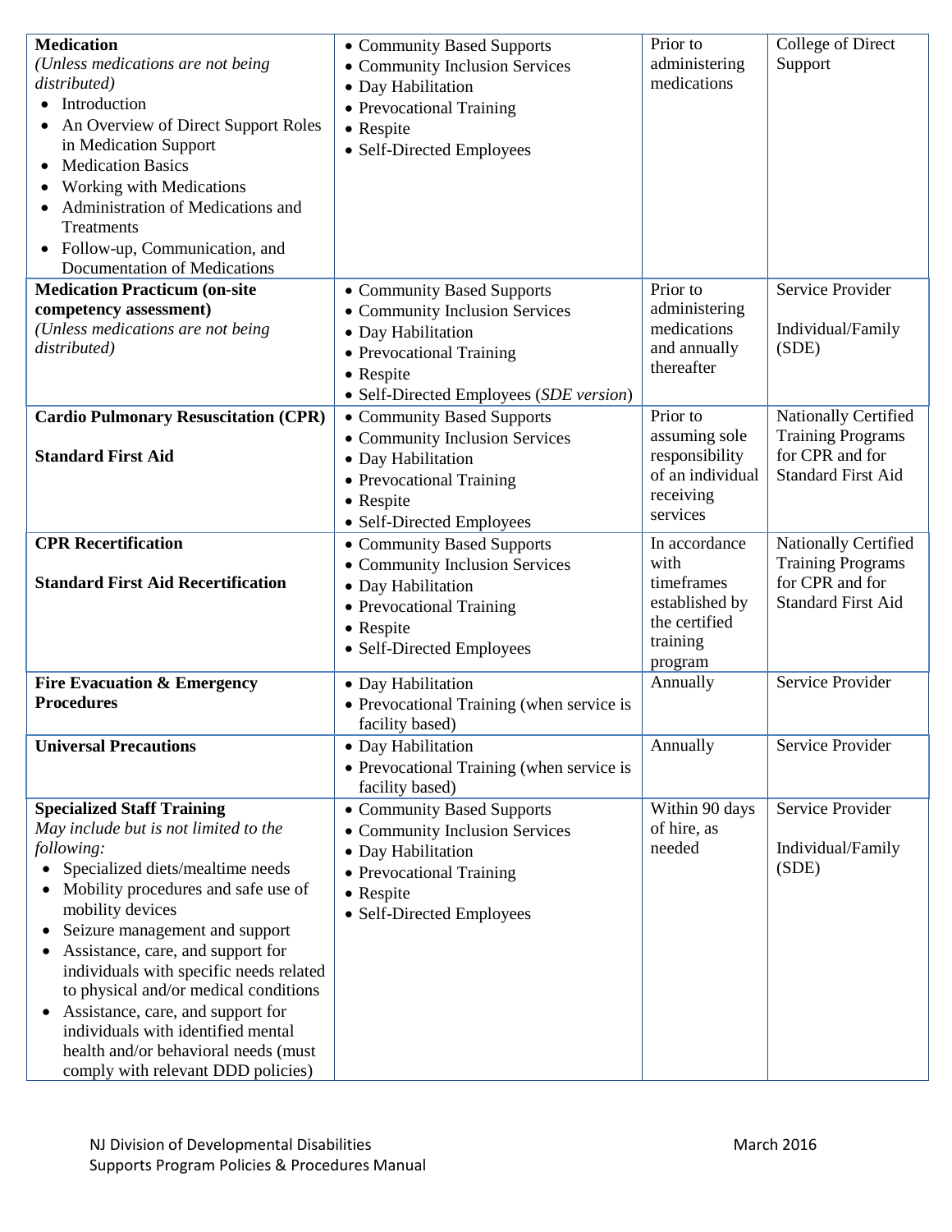| | | | |
|---|---|---|---|
| **Medication**<br>*(Unless medications are not being distributed)*<br>• Introduction<br>• An Overview of Direct Support Roles in Medication Support<br>• Medication Basics<br>• Working with Medications<br>• Administration of Medications and Treatments<br>• Follow-up, Communication, and Documentation of Medications | • Community Based Supports<br>• Community Inclusion Services<br>• Day Habilitation<br>• Prevocational Training<br>• Respite<br>• Self-Directed Employees | Prior to administering medications | College of Direct Support |
| **Medication Practicum (on-site competency assessment)**<br>*(Unless medications are not being distributed)* | • Community Based Supports<br>• Community Inclusion Services<br>• Day Habilitation<br>• Prevocational Training<br>• Respite<br>• Self-Directed Employees (*SDE version*) | Prior to administering medications and annually thereafter | Service Provider<br><br>Individual/Family (SDE) |
| **Cardio Pulmonary Resuscitation (CPR)**<br><br>**Standard First Aid** | • Community Based Supports<br>• Community Inclusion Services<br>• Day Habilitation<br>• Prevocational Training<br>• Respite<br>• Self-Directed Employees | Prior to assuming sole responsibility of an individual receiving services | Nationally Certified Training Programs for CPR and for Standard First Aid |
| **CPR Recertification**<br><br>**Standard First Aid Recertification** | • Community Based Supports<br>• Community Inclusion Services<br>• Day Habilitation<br>• Prevocational Training<br>• Respite<br>• Self-Directed Employees | In accordance with timeframes established by the certified training program | Nationally Certified Training Programs for CPR and for Standard First Aid |
| **Fire Evacuation & Emergency Procedures** | • Day Habilitation<br>• Prevocational Training (when service is facility based) | Annually | Service Provider |
| **Universal Precautions** | • Day Habilitation<br>• Prevocational Training (when service is facility based) | Annually | Service Provider |
| **Specialized Staff Training**<br>*May include but is not limited to the following:*<br>• Specialized diets/mealtime needs<br>• Mobility procedures and safe use of mobility devices<br>• Seizure management and support<br>• Assistance, care, and support for individuals with specific needs related to physical and/or medical conditions<br>• Assistance, care, and support for individuals with identified mental health and/or behavioral needs (must comply with relevant DDD policies) | • Community Based Supports<br>• Community Inclusion Services<br>• Day Habilitation<br>• Prevocational Training<br>• Respite<br>• Self-Directed Employees | Within 90 days of hire, as needed | Service Provider<br><br>Individual/Family (SDE) |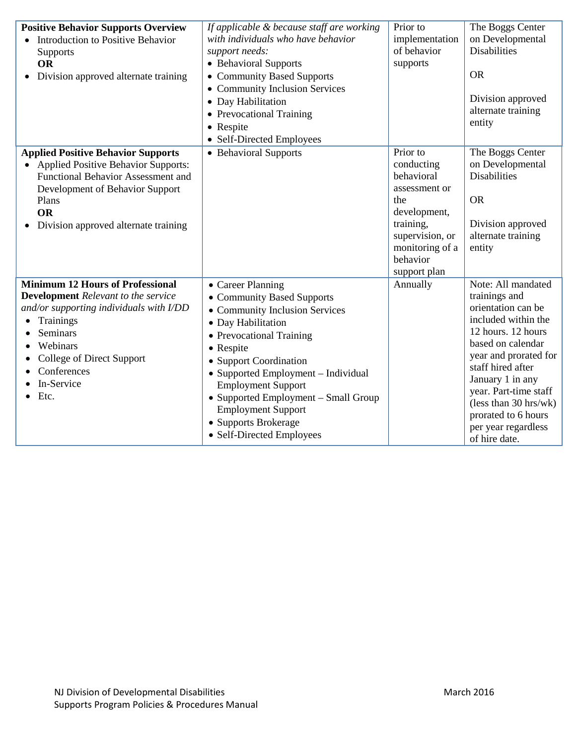| | | | |
|---|---|---|---|
| **Positive Behavior Supports Overview**<br>• Introduction to Positive Behavior Supports<br>**OR**<br>• Division approved alternate training | *If applicable & because staff are working with individuals who have behavior support needs:*<br>• Behavioral Supports<br>• Community Based Supports<br>• Community Inclusion Services<br>• Day Habilitation<br>• Prevocational Training<br>• Respite<br>• Self-Directed Employees | Prior to implementation of behavior supports | The Boggs Center on Developmental Disabilities<br><br>OR<br><br>Division approved alternate training entity |
| **Applied Positive Behavior Supports**<br>• Applied Positive Behavior Supports: Functional Behavior Assessment and Development of Behavior Support Plans<br>**OR**<br>• Division approved alternate training | • Behavioral Supports | Prior to conducting behavioral assessment or the development, training, supervision, or monitoring of a behavior support plan | The Boggs Center on Developmental Disabilities<br><br>OR<br><br>Division approved alternate training entity |
| **Minimum 12 Hours of Professional Development** *Relevant to the service and/or supporting individuals with I/DD*<br>• Trainings<br>• Seminars<br>• Webinars<br>• College of Direct Support<br>• Conferences<br>• In-Service<br>• Etc. | • Career Planning<br>• Community Based Supports<br>• Community Inclusion Services<br>• Day Habilitation<br>• Prevocational Training<br>• Respite<br>• Support Coordination<br>• Supported Employment – Individual Employment Support<br>• Supported Employment – Small Group Employment Support<br>• Supports Brokerage<br>• Self-Directed Employees | Annually | Note: All mandated trainings and orientation can be included within the 12 hours. 12 hours based on calendar year and prorated for staff hired after January 1 in any year. Part-time staff (less than 30 hrs/wk) prorated to 6 hours per year regardless of hire date. |